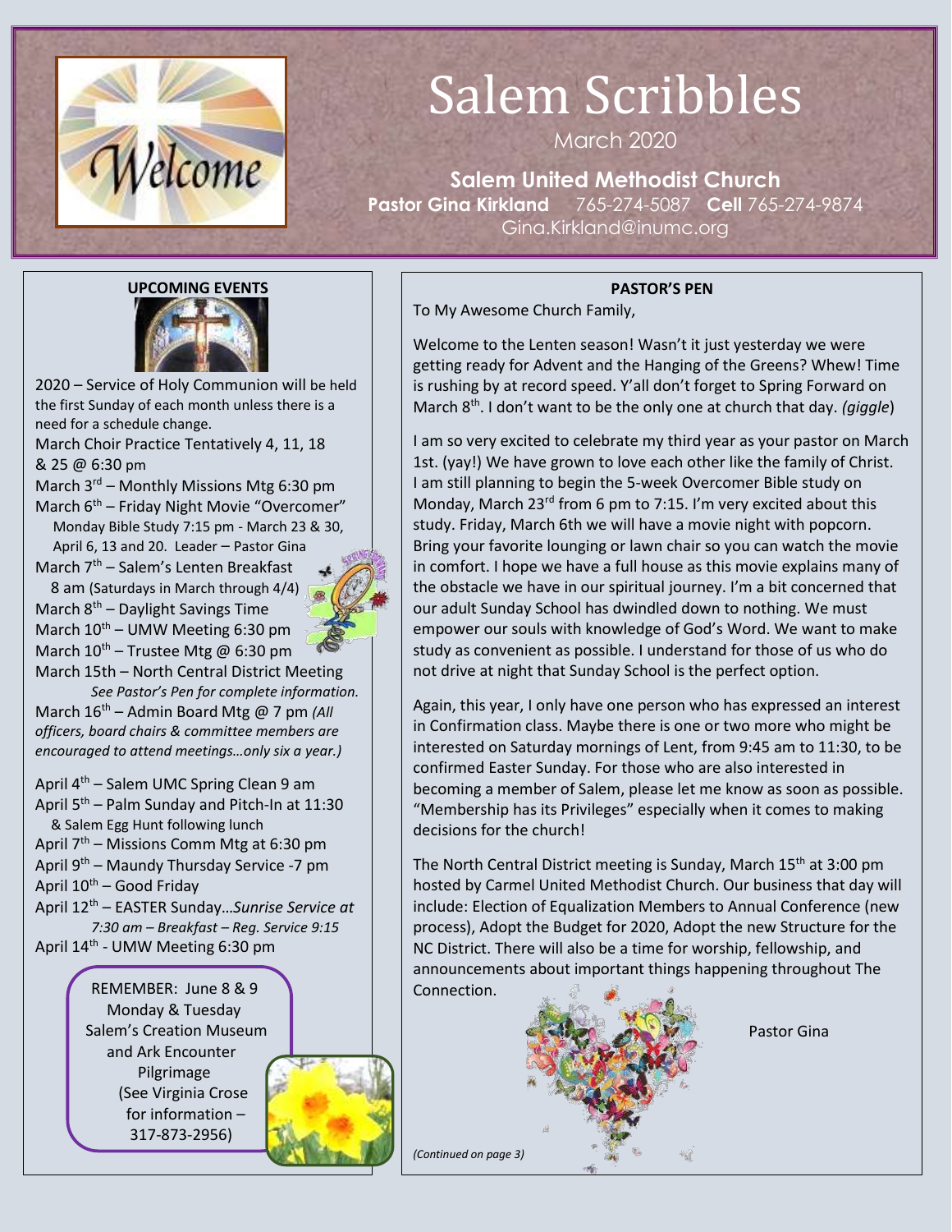# Salem Scribbles

March 2020

**Salem United Methodist Church**

**Pastor Gina Kirkland** 765-274-5087 **Cell** 765-274-9874

Gina.Kirkland@inumc.org

## UPCOMING EVENTS

2020 – Service of Holy Communion will be held the first Sunday of each month unless there is a need for a schedule change.

March Choir Practice Tentatively 4, 11, 18 & 25 @ 6:30 pm

March 3rd – Monthly Missions Mtg 6:30 pm

March 6th – Friday Night Movie "Overcomer"
Monday Bible Study 7:15 pm - March 23 & 30, April 6, 13 and 20. Leader – Pastor Gina

March 7th – Salem's Lenten Breakfast 8 am (Saturdays in March through 4/4)

March 8th – Daylight Savings Time

March 10th – UMW Meeting 6:30 pm

March 10th – Trustee Mtg @ 6:30 pm

March 15th – North Central District Meeting
*See Pastor's Pen for complete information.*

March 16th – Admin Board Mtg @ 7 pm *(All officers, board chairs & committee members are encouraged to attend meetings…only six a year.)*

April 4th – Salem UMC Spring Clean 9 am

April 5th – Palm Sunday and Pitch-In at 11:30 & Salem Egg Hunt following lunch

April 7th – Missions Comm Mtg at 6:30 pm

April 9th – Maundy Thursday Service -7 pm

April 10th – Good Friday

April 12th – EASTER Sunday…*Sunrise Service at 7:30 am – Breakfast – Reg. Service 9:15*

April 14th - UMW Meeting 6:30 pm

REMEMBER: June 8 & 9
Monday & Tuesday
Salem's Creation Museum and Ark Encounter Pilgrimage
(See Virginia Crose for information – 317-873-2956)

## PASTOR'S PEN

To My Awesome Church Family,

Welcome to the Lenten season! Wasn't it just yesterday we were getting ready for Advent and the Hanging of the Greens? Whew! Time is rushing by at record speed. Y'all don't forget to Spring Forward on March 8th. I don't want to be the only one at church that day. *(giggle)*

I am so very excited to celebrate my third year as your pastor on March 1st. (yay!) We have grown to love each other like the family of Christ. I am still planning to begin the 5-week Overcomer Bible study on Monday, March 23rd from 6 pm to 7:15. I'm very excited about this study. Friday, March 6th we will have a movie night with popcorn. Bring your favorite lounging or lawn chair so you can watch the movie in comfort. I hope we have a full house as this movie explains many of the obstacle we have in our spiritual journey. I'm a bit concerned that our adult Sunday School has dwindled down to nothing. We must empower our souls with knowledge of God's Word. We want to make study as convenient as possible. I understand for those of us who do not drive at night that Sunday School is the perfect option.

Again, this year, I only have one person who has expressed an interest in Confirmation class. Maybe there is one or two more who might be interested on Saturday mornings of Lent, from 9:45 am to 11:30, to be confirmed Easter Sunday. For those who are also interested in becoming a member of Salem, please let me know as soon as possible. "Membership has its Privileges" especially when it comes to making decisions for the church!

The North Central District meeting is Sunday, March 15th at 3:00 pm hosted by Carmel United Methodist Church. Our business that day will include: Election of Equalization Members to Annual Conference (new process), Adopt the Budget for 2020, Adopt the new Structure for the NC District. There will also be a time for worship, fellowship, and announcements about important things happening throughout The Connection.

Pastor Gina

*(Continued on page 3)*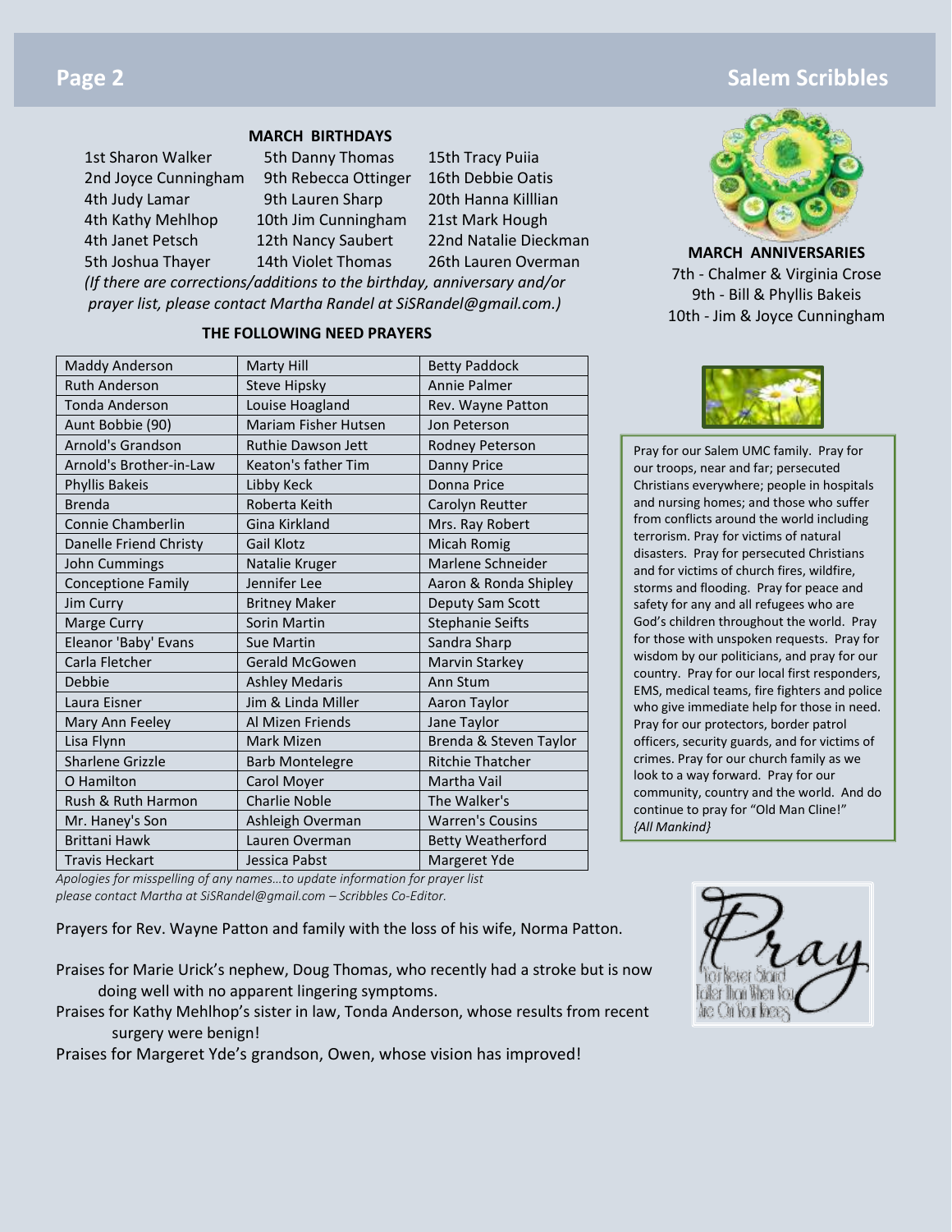## MARCH BIRTHDAYS

1st Sharon Walker
2nd Joyce Cunningham
4th Judy Lamar
4th Kathy Mehlhop
4th Janet Petsch
5th Joshua Thayer
5th Danny Thomas
9th Rebecca Ottinger
9th Lauren Sharp
10th Jim Cunningham
12th Nancy Saubert
14th Violet Thomas
15th Tracy Puiia
16th Debbie Oatis
20th Hanna Killlian
21st Mark Hough
22nd Natalie Dieckman
26th Lauren Overman

*(If there are corrections/additions to the birthday, anniversary and/or prayer list, please contact Martha Randel at SiSRandel@gmail.com.)*

## MARCH ANNIVERSARIES

7th - Chalmer & Virginia Crose
9th - Bill & Phyllis Bakeis
10th - Jim & Joyce Cunningham

## THE FOLLOWING NEED PRAYERS

| | | |
|---|---|---|
| Maddy Anderson | Marty Hill | Betty Paddock |
| Ruth Anderson | Steve Hipsky | Annie Palmer |
| Tonda Anderson | Louise Hoagland | Rev. Wayne Patton |
| Aunt Bobbie (90) | Mariam Fisher Hutsen | Jon Peterson |
| Arnold's Grandson | Ruthie Dawson Jett | Rodney Peterson |
| Arnold's Brother-in-Law | Keaton's father Tim | Danny Price |
| Phyllis Bakeis | Libby Keck | Donna Price |
| Brenda | Roberta Keith | Carolyn Reutter |
| Connie Chamberlin | Gina Kirkland | Mrs. Ray Robert |
| Danelle Friend Christy | Gail Klotz | Micah Romig |
| John Cummings | Natalie Kruger | Marlene Schneider |
| Conceptione Family | Jennifer Lee | Aaron & Ronda Shipley |
| Jim Curry | Britney Maker | Deputy Sam Scott |
| Marge Curry | Sorin Martin | Stephanie Seifts |
| Eleanor 'Baby' Evans | Sue Martin | Sandra Sharp |
| Carla Fletcher | Gerald McGowen | Marvin Starkey |
| Debbie | Ashley Medaris | Ann Stum |
| Laura Eisner | Jim & Linda Miller | Aaron Taylor |
| Mary Ann Feeley | Al Mizen Friends | Jane Taylor |
| Lisa Flynn | Mark Mizen | Brenda & Steven Taylor |
| Sharlene Grizzle | Barb Montelegre | Ritchie Thatcher |
| O Hamilton | Carol Moyer | Martha Vail |
| Rush & Ruth Harmon | Charlie Noble | The Walker's |
| Mr. Haney's Son | Ashleigh Overman | Warren's Cousins |
| Brittani Hawk | Lauren Overman | Betty Weatherford |
| Travis Heckart | Jessica Pabst | Margeret Yde |

*Apologies for misspelling of any names…to update information for prayer list please contact Martha at SiSRandel@gmail.com – Scribbles Co-Editor.*

Pray for our Salem UMC family. Pray for our troops, near and far; persecuted Christians everywhere; people in hospitals and nursing homes; and those who suffer from conflicts around the world including terrorism. Pray for victims of natural disasters. Pray for persecuted Christians and for victims of church fires, wildfire, storms and flooding. Pray for peace and safety for any and all refugees who are God's children throughout the world. Pray for those with unspoken requests. Pray for wisdom by our politicians, and pray for our country. Pray for our local first responders, EMS, medical teams, fire fighters and police who give immediate help for those in need. Pray for our protectors, border patrol officers, security guards, and for victims of crimes. Pray for our church family as we look to a way forward. Pray for our community, country and the world. And do continue to pray for "Old Man Cline!" *{All Mankind}*

Prayers for Rev. Wayne Patton and family with the loss of his wife, Norma Patton.

Praises for Marie Urick's nephew, Doug Thomas, who recently had a stroke but is now doing well with no apparent lingering symptoms.

Praises for Kathy Mehlhop's sister in law, Tonda Anderson, whose results from recent surgery were benign!

Praises for Margeret Yde's grandson, Owen, whose vision has improved!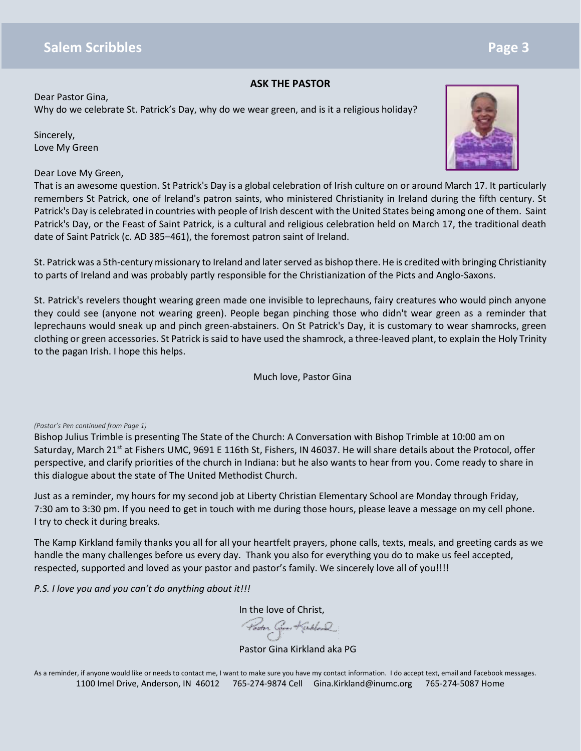## ASK THE PASTOR

Dear Pastor Gina,
Why do we celebrate St. Patrick's Day, why do we wear green, and is it a religious holiday?

Sincerely,
Love My Green

Dear Love My Green,
That is an awesome question. St Patrick's Day is a global celebration of Irish culture on or around March 17. It particularly remembers St Patrick, one of Ireland's patron saints, who ministered Christianity in Ireland during the fifth century. St Patrick's Day is celebrated in countries with people of Irish descent with the United States being among one of them. Saint Patrick's Day, or the Feast of Saint Patrick, is a cultural and religious celebration held on March 17, the traditional death date of Saint Patrick (c. AD 385–461), the foremost patron saint of Ireland.

St. Patrick was a 5th-century missionary to Ireland and later served as bishop there. He is credited with bringing Christianity to parts of Ireland and was probably partly responsible for the Christianization of the Picts and Anglo-Saxons.

St. Patrick's revelers thought wearing green made one invisible to leprechauns, fairy creatures who would pinch anyone they could see (anyone not wearing green). People began pinching those who didn't wear green as a reminder that leprechauns would sneak up and pinch green-abstainers. On St Patrick's Day, it is customary to wear shamrocks, green clothing or green accessories. St Patrick is said to have used the shamrock, a three-leaved plant, to explain the Holy Trinity to the pagan Irish. I hope this helps.

Much love, Pastor Gina

*(Pastor's Pen continued from Page 1)*

Bishop Julius Trimble is presenting The State of the Church: A Conversation with Bishop Trimble at 10:00 am on Saturday, March 21st at Fishers UMC, 9691 E 116th St, Fishers, IN 46037. He will share details about the Protocol, offer perspective, and clarify priorities of the church in Indiana: but he also wants to hear from you. Come ready to share in this dialogue about the state of The United Methodist Church.

Just as a reminder, my hours for my second job at Liberty Christian Elementary School are Monday through Friday, 7:30 am to 3:30 pm. If you need to get in touch with me during those hours, please leave a message on my cell phone. I try to check it during breaks.

The Kamp Kirkland family thanks you all for all your heartfelt prayers, phone calls, texts, meals, and greeting cards as we handle the many challenges before us every day. Thank you also for everything you do to make us feel accepted, respected, supported and loved as your pastor and pastor's family. We sincerely love all of you!!!!

*P.S. I love you and you can't do anything about it!!!*

In the love of Christ,

Pastor Gina Kirkland

Pastor Gina Kirkland aka PG

As a reminder, if anyone would like or needs to contact me, I want to make sure you have my contact information. I do accept text, email and Facebook messages.
1100 Imel Drive, Anderson, IN 46012 765-274-9874 Cell Gina.Kirkland@inumc.org 765-274-5087 Home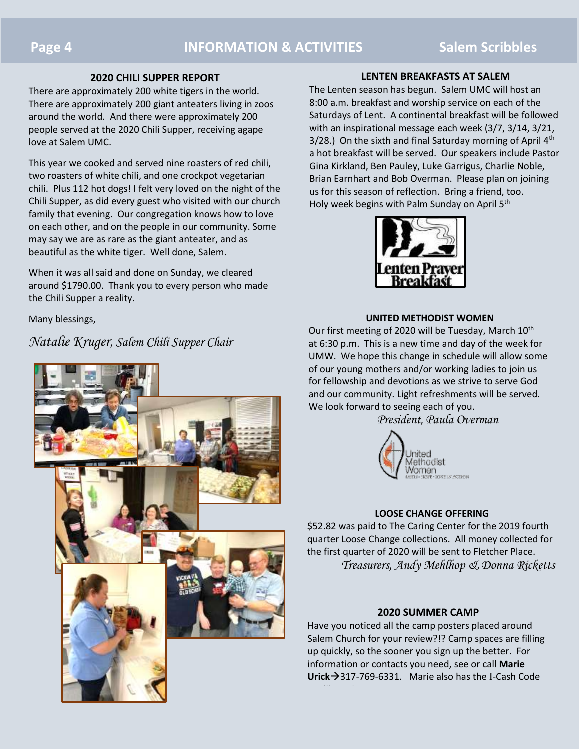## 2020 CHILI SUPPER REPORT

There are approximately 200 white tigers in the world. There are approximately 200 giant anteaters living in zoos around the world. And there were approximately 200 people served at the 2020 Chili Supper, receiving agape love at Salem UMC.

This year we cooked and served nine roasters of red chili, two roasters of white chili, and one crockpot vegetarian chili. Plus 112 hot dogs! I felt very loved on the night of the Chili Supper, as did every guest who visited with our church family that evening. Our congregation knows how to love on each other, and on the people in our community. Some may say we are as rare as the giant anteater, and as beautiful as the white tiger. Well done, Salem.

When it was all said and done on Sunday, we cleared around $1790.00. Thank you to every person who made the Chili Supper a reality.

Many blessings,

*Natalie Kruger, Salem Chili Supper Chair*

## LENTEN BREAKFASTS AT SALEM

The Lenten season has begun. Salem UMC will host an 8:00 a.m. breakfast and worship service on each of the Saturdays of Lent. A continental breakfast will be followed with an inspirational message each week (3/7, 3/14, 3/21, 3/28.) On the sixth and final Saturday morning of April 4th a hot breakfast will be served. Our speakers include Pastor Gina Kirkland, Ben Pauley, Luke Garrigus, Charlie Noble, Brian Earnhart and Bob Overman. Please plan on joining us for this season of reflection. Bring a friend, too. Holy week begins with Palm Sunday on April 5th

Lenten Prayer Breakfast

## UNITED METHODIST WOMEN

Our first meeting of 2020 will be Tuesday, March 10th at 6:30 p.m. This is a new time and day of the week for UMW. We hope this change in schedule will allow some of our young mothers and/or working ladies to join us for fellowship and devotions as we strive to serve God and our community. Light refreshments will be served. We look forward to seeing each of you.

*President, Paula Overman*

United Methodist Women

## LOOSE CHANGE OFFERING

$52.82 was paid to The Caring Center for the 2019 fourth quarter Loose Change collections. All money collected for the first quarter of 2020 will be sent to Fletcher Place.

*Treasurers, Andy Mehlhop & Donna Ricketts*

## 2020 SUMMER CAMP

Have you noticed all the camp posters placed around Salem Church for your review?!? Camp spaces are filling up quickly, so the sooner you sign up the better. For information or contacts you need, see or call **Marie Urick**→317-769-6331. Marie also has the I-Cash Code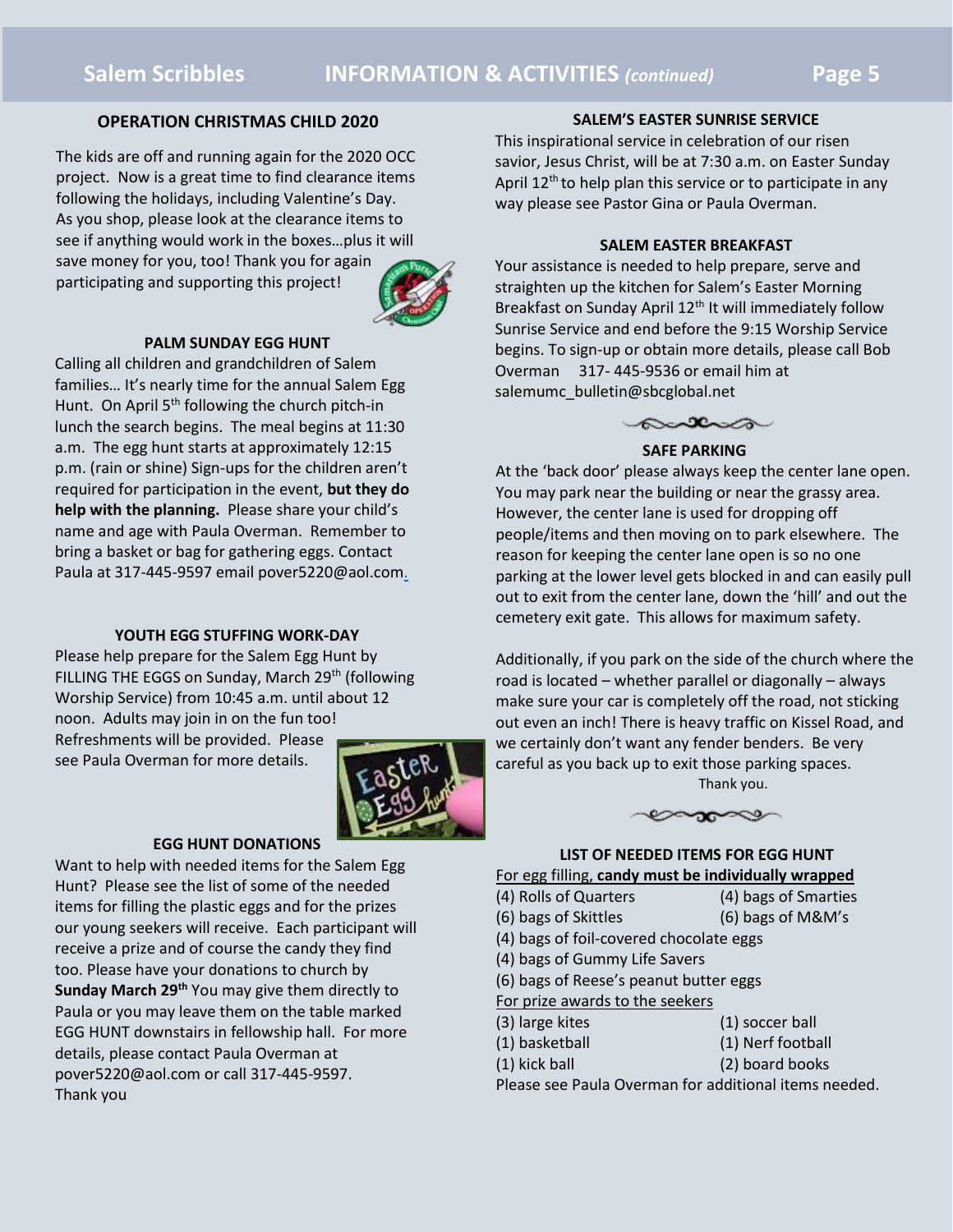## OPERATION CHRISTMAS CHILD 2020

The kids are off and running again for the 2020 OCC project. Now is a great time to find clearance items following the holidays, including Valentine's Day. As you shop, please look at the clearance items to see if anything would work in the boxes…plus it will save money for you, too! Thank you for again participating and supporting this project!

## PALM SUNDAY EGG HUNT

Calling all children and grandchildren of Salem families… It's nearly time for the annual Salem Egg Hunt. On April 5th following the church pitch-in lunch the search begins. The meal begins at 11:30 a.m. The egg hunt starts at approximately 12:15 p.m. (rain or shine) Sign-ups for the children aren't required for participation in the event, **but they do help with the planning.** Please share your child's name and age with Paula Overman. Remember to bring a basket or bag for gathering eggs. Contact Paula at 317-445-9597 email pover5220@aol.com.

## YOUTH EGG STUFFING WORK-DAY

Please help prepare for the Salem Egg Hunt by FILLING THE EGGS on Sunday, March 29th (following Worship Service) from 10:45 a.m. until about 12 noon. Adults may join in on the fun too! Refreshments will be provided. Please see Paula Overman for more details.

## EGG HUNT DONATIONS

Want to help with needed items for the Salem Egg Hunt? Please see the list of some of the needed items for filling the plastic eggs and for the prizes our young seekers will receive. Each participant will receive a prize and of course the candy they find too. Please have your donations to church by **Sunday March 29th** You may give them directly to Paula or you may leave them on the table marked EGG HUNT downstairs in fellowship hall. For more details, please contact Paula Overman at pover5220@aol.com or call 317-445-9597.
Thank you

## SALEM'S EASTER SUNRISE SERVICE

This inspirational service in celebration of our risen savior, Jesus Christ, will be at 7:30 a.m. on Easter Sunday April 12th to help plan this service or to participate in any way please see Pastor Gina or Paula Overman.

## SALEM EASTER BREAKFAST

Your assistance is needed to help prepare, serve and straighten up the kitchen for Salem's Easter Morning Breakfast on Sunday April 12th It will immediately follow Sunrise Service and end before the 9:15 Worship Service begins. To sign-up or obtain more details, please call Bob Overman 317- 445-9536 or email him at salemumc_bulletin@sbcglobal.net

## SAFE PARKING

At the 'back door' please always keep the center lane open. You may park near the building or near the grassy area. However, the center lane is used for dropping off people/items and then moving on to park elsewhere. The reason for keeping the center lane open is so no one parking at the lower level gets blocked in and can easily pull out to exit from the center lane, down the 'hill' and out the cemetery exit gate. This allows for maximum safety.

Additionally, if you park on the side of the church where the road is located – whether parallel or diagonally – always make sure your car is completely off the road, not sticking out even an inch! There is heavy traffic on Kissel Road, and we certainly don't want any fender benders. Be very careful as you back up to exit those parking spaces.
Thank you.

## LIST OF NEEDED ITEMS FOR EGG HUNT

For egg filling, **candy must be individually wrapped**

- (4) Rolls of Quarters
- (4) bags of Smarties
- (6) bags of Skittles
- (6) bags of M&M's
- (4) bags of foil-covered chocolate eggs
- (4) bags of Gummy Life Savers
- (6) bags of Reese's peanut butter eggs

For prize awards to the seekers

- (3) large kites
- (1) soccer ball
- (1) basketball
- (1) Nerf football
- (1) kick ball
- (2) board books

Please see Paula Overman for additional items needed.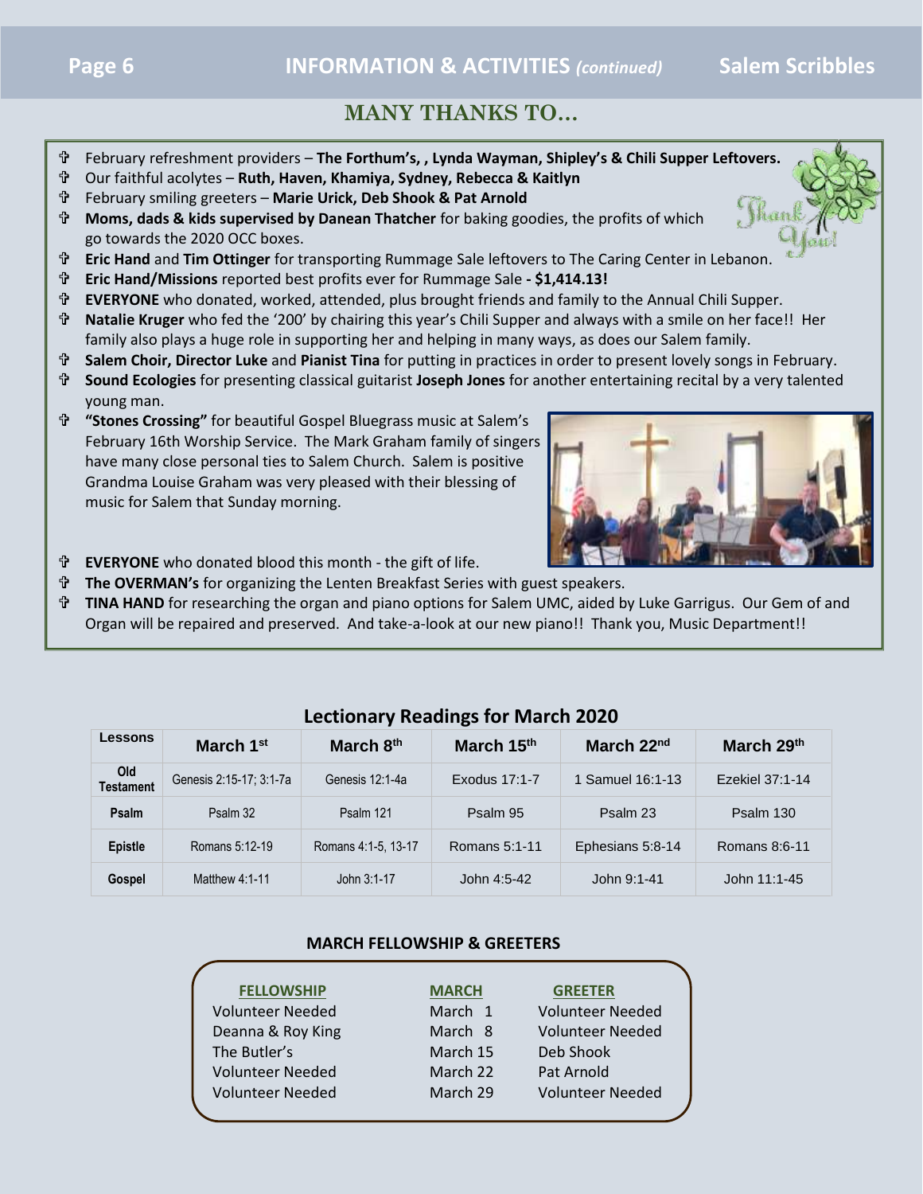## MANY THANKS TO…

- February refreshment providers – **The Forthum's, , Lynda Wayman, Shipley's & Chili Supper Leftovers.**
- Our faithful acolytes – **Ruth, Haven, Khamiya, Sydney, Rebecca & Kaitlyn**
- February smiling greeters – **Marie Urick, Deb Shook & Pat Arnold**
- **Moms, dads & kids supervised by Danean Thatcher** for baking goodies, the profits of which go towards the 2020 OCC boxes.
- **Eric Hand** and **Tim Ottinger** for transporting Rummage Sale leftovers to The Caring Center in Lebanon.
- **Eric Hand/Missions** reported best profits ever for Rummage Sale **- $1,414.13!**
- **EVERYONE** who donated, worked, attended, plus brought friends and family to the Annual Chili Supper.
- **Natalie Kruger** who fed the '200' by chairing this year's Chili Supper and always with a smile on her face!! Her family also plays a huge role in supporting her and helping in many ways, as does our Salem family.
- **Salem Choir, Director Luke** and **Pianist Tina** for putting in practices in order to present lovely songs in February.
- **Sound Ecologies** for presenting classical guitarist **Joseph Jones** for another entertaining recital by a very talented young man.
- **"Stones Crossing"** for beautiful Gospel Bluegrass music at Salem's February 16th Worship Service. The Mark Graham family of singers have many close personal ties to Salem Church. Salem is positive Grandma Louise Graham was very pleased with their blessing of music for Salem that Sunday morning.
- **EVERYONE** who donated blood this month - the gift of life.
- **The OVERMAN's** for organizing the Lenten Breakfast Series with guest speakers.
- **TINA HAND** for researching the organ and piano options for Salem UMC, aided by Luke Garrigus. Our Gem of and Organ will be repaired and preserved. And take-a-look at our new piano!! Thank you, Music Department!!

## Lectionary Readings for March 2020

| Lessons | March 1st | March 8th | March 15th | March 22nd | March 29th |
|---|---|---|---|---|---|
| Old Testament | Genesis 2:15-17; 3:1-7a | Genesis 12:1-4a | Exodus 17:1-7 | 1 Samuel 16:1-13 | Ezekiel 37:1-14 |
| Psalm | Psalm 32 | Psalm 121 | Psalm 95 | Psalm 23 | Psalm 130 |
| Epistle | Romans 5:12-19 | Romans 4:1-5, 13-17 | Romans 5:1-11 | Ephesians 5:8-14 | Romans 8:6-11 |
| Gospel | Matthew 4:1-11 | John 3:1-17 | John 4:5-42 | John 9:1-41 | John 11:1-45 |

### MARCH FELLOWSHIP & GREETERS

| FELLOWSHIP | MARCH | GREETER |
|---|---|---|
| Volunteer Needed | March 1 | Volunteer Needed |
| Deanna & Roy King | March 8 | Volunteer Needed |
| The Butler's | March 15 | Deb Shook |
| Volunteer Needed | March 22 | Pat Arnold |
| Volunteer Needed | March 29 | Volunteer Needed |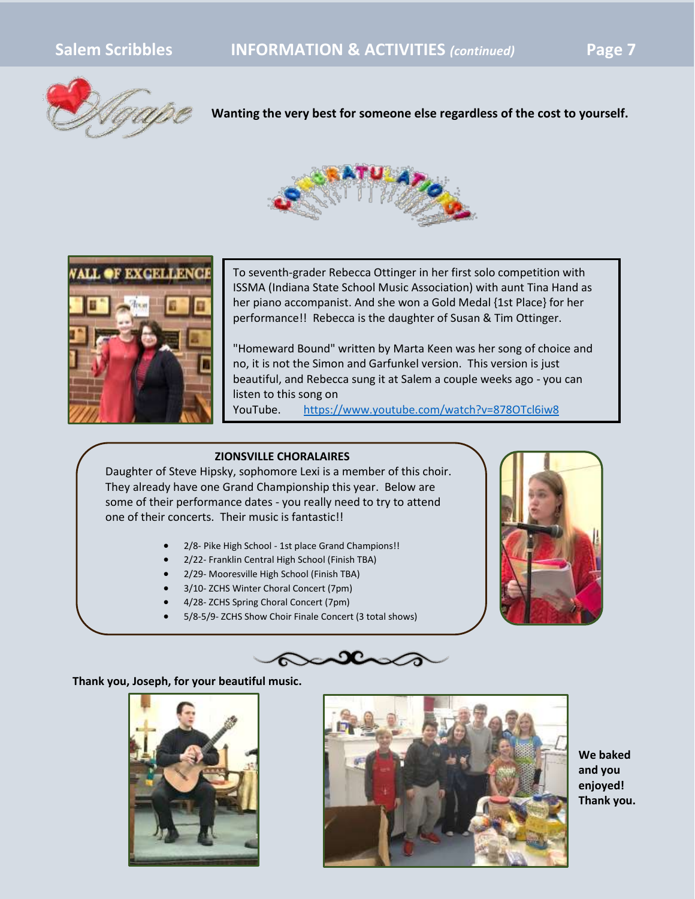**Wanting the very best for someone else regardless of the cost to yourself.**

To seventh-grader Rebecca Ottinger in her first solo competition with ISSMA (Indiana State School Music Association) with aunt Tina Hand as her piano accompanist. And she won a Gold Medal {1st Place} for her performance!! Rebecca is the daughter of Susan & Tim Ottinger.

"Homeward Bound" written by Marta Keen was her song of choice and no, it is not the Simon and Garfunkel version. This version is just beautiful, and Rebecca sung it at Salem a couple weeks ago - you can listen to this song on YouTube. https://www.youtube.com/watch?v=878OTcl6iw8

**ZIONSVILLE CHORALAIRES**

Daughter of Steve Hipsky, sophomore Lexi is a member of this choir. They already have one Grand Championship this year. Below are some of their performance dates - you really need to try to attend one of their concerts. Their music is fantastic!!

- 2/8- Pike High School - 1st place Grand Champions!!
- 2/22- Franklin Central High School (Finish TBA)
- 2/29- Mooresville High School (Finish TBA)
- 3/10- ZCHS Winter Choral Concert (7pm)
- 4/28- ZCHS Spring Choral Concert (7pm)
- 5/8-5/9- ZCHS Show Choir Finale Concert (3 total shows)

**Thank you, Joseph, for your beautiful music.**

**We baked and you enjoyed! Thank you.**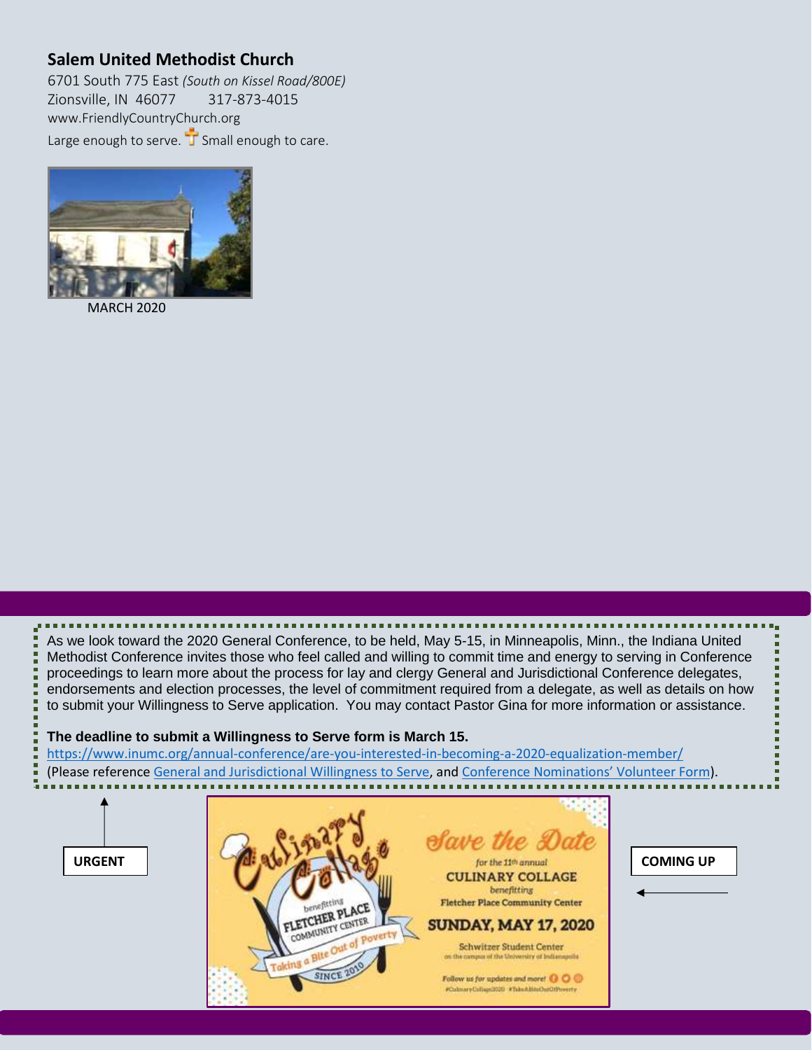## Salem United Methodist Church

6701 South 775 East *(South on Kissel Road/800E)*
Zionsville, IN 46077 317-873-4015
www.FriendlyCountryChurch.org
Large enough to serve. Small enough to care.

MARCH 2020

As we look toward the 2020 General Conference, to be held, May 5-15, in Minneapolis, Minn., the Indiana United Methodist Conference invites those who feel called and willing to commit time and energy to serving in Conference proceedings to learn more about the process for lay and clergy General and Jurisdictional Conference delegates, endorsements and election processes, the level of commitment required from a delegate, as well as details on how to submit your Willingness to Serve application. You may contact Pastor Gina for more information or assistance.

**The deadline to submit a Willingness to Serve form is March 15.**
https://www.inumc.org/annual-conference/are-you-interested-in-becoming-a-2020-equalization-member/
(Please reference General and Jurisdictional Willingness to Serve, and Conference Nominations' Volunteer Form).

**URGENT**

Culinary Collage benefitting Fletcher Place Community Center — Taking a Bite Out of Poverty — Since 2010

Save the Date for the 11th annual CULINARY COLLAGE benefitting Fletcher Place Community Center

SUNDAY, MAY 17, 2020

Schwitzer Student Center on the campus of the University of Indianapolis

Follow us for updates and more!
#CulinaryCollage2020 #TakeABiteOutOfPoverty

**COMING UP**